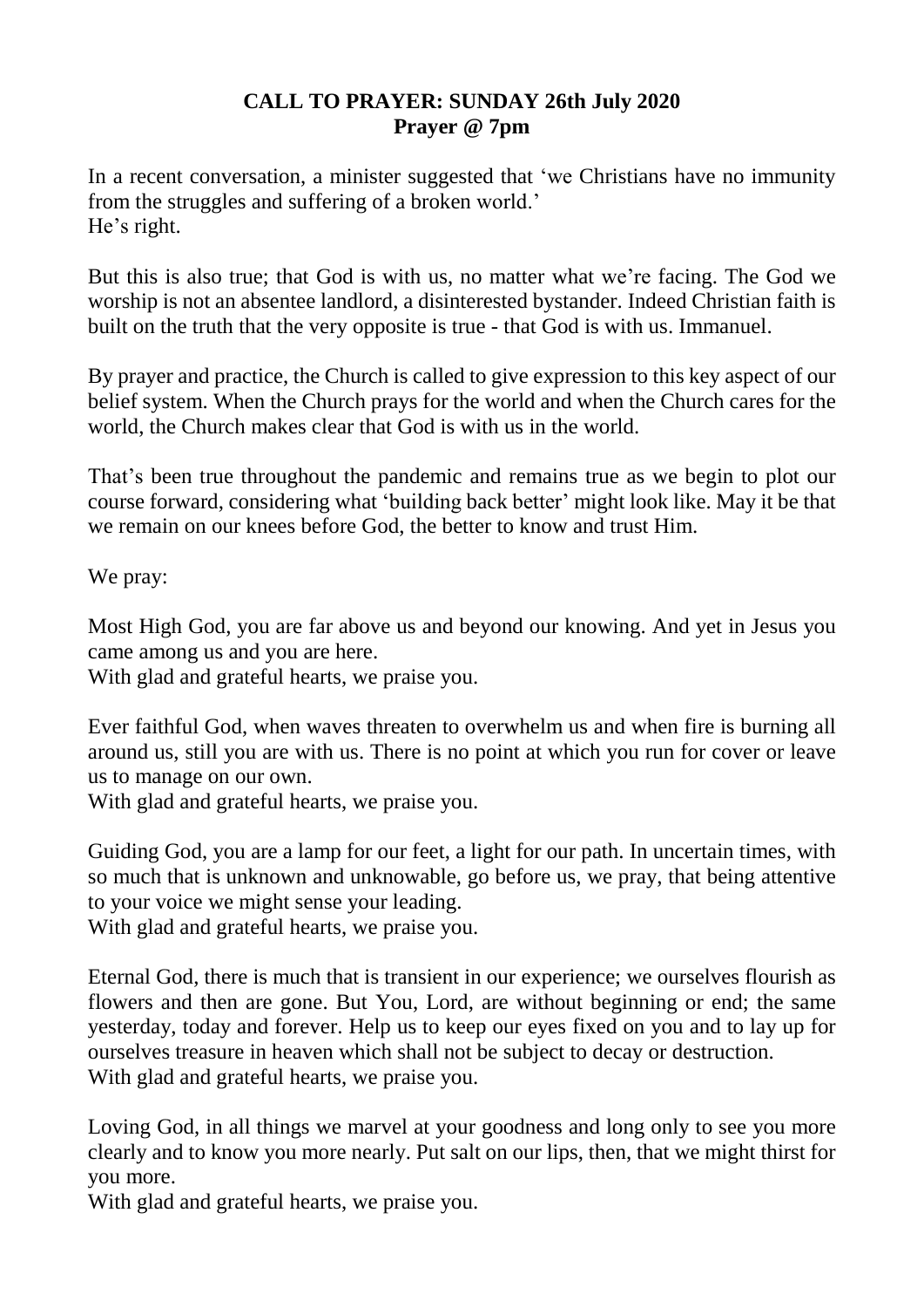**CALL TO PRAYER: SUNDAY 26th July 2020**
**Prayer @ 7pm**

In a recent conversation, a minister suggested that 'we Christians have no immunity from the struggles and suffering of a broken world.'
He's right.

But this is also true; that God is with us, no matter what we're facing. The God we worship is not an absentee landlord, a disinterested bystander. Indeed Christian faith is built on the truth that the very opposite is true - that God is with us. Immanuel.

By prayer and practice, the Church is called to give expression to this key aspect of our belief system. When the Church prays for the world and when the Church cares for the world, the Church makes clear that God is with us in the world.

That's been true throughout the pandemic and remains true as we begin to plot our course forward, considering what 'building back better' might look like. May it be that we remain on our knees before God, the better to know and trust Him.

We pray:

Most High God, you are far above us and beyond our knowing. And yet in Jesus you came among us and you are here.
With glad and grateful hearts, we praise you.

Ever faithful God, when waves threaten to overwhelm us and when fire is burning all around us, still you are with us. There is no point at which you run for cover or leave us to manage on our own.
With glad and grateful hearts, we praise you.

Guiding God, you are a lamp for our feet, a light for our path. In uncertain times, with so much that is unknown and unknowable, go before us, we pray, that being attentive to your voice we might sense your leading.
With glad and grateful hearts, we praise you.

Eternal God, there is much that is transient in our experience; we ourselves flourish as flowers and then are gone. But You, Lord, are without beginning or end; the same yesterday, today and forever. Help us to keep our eyes fixed on you and to lay up for ourselves treasure in heaven which shall not be subject to decay or destruction.
With glad and grateful hearts, we praise you.

Loving God, in all things we marvel at your goodness and long only to see you more clearly and to know you more nearly. Put salt on our lips, then, that we might thirst for you more.
With glad and grateful hearts, we praise you.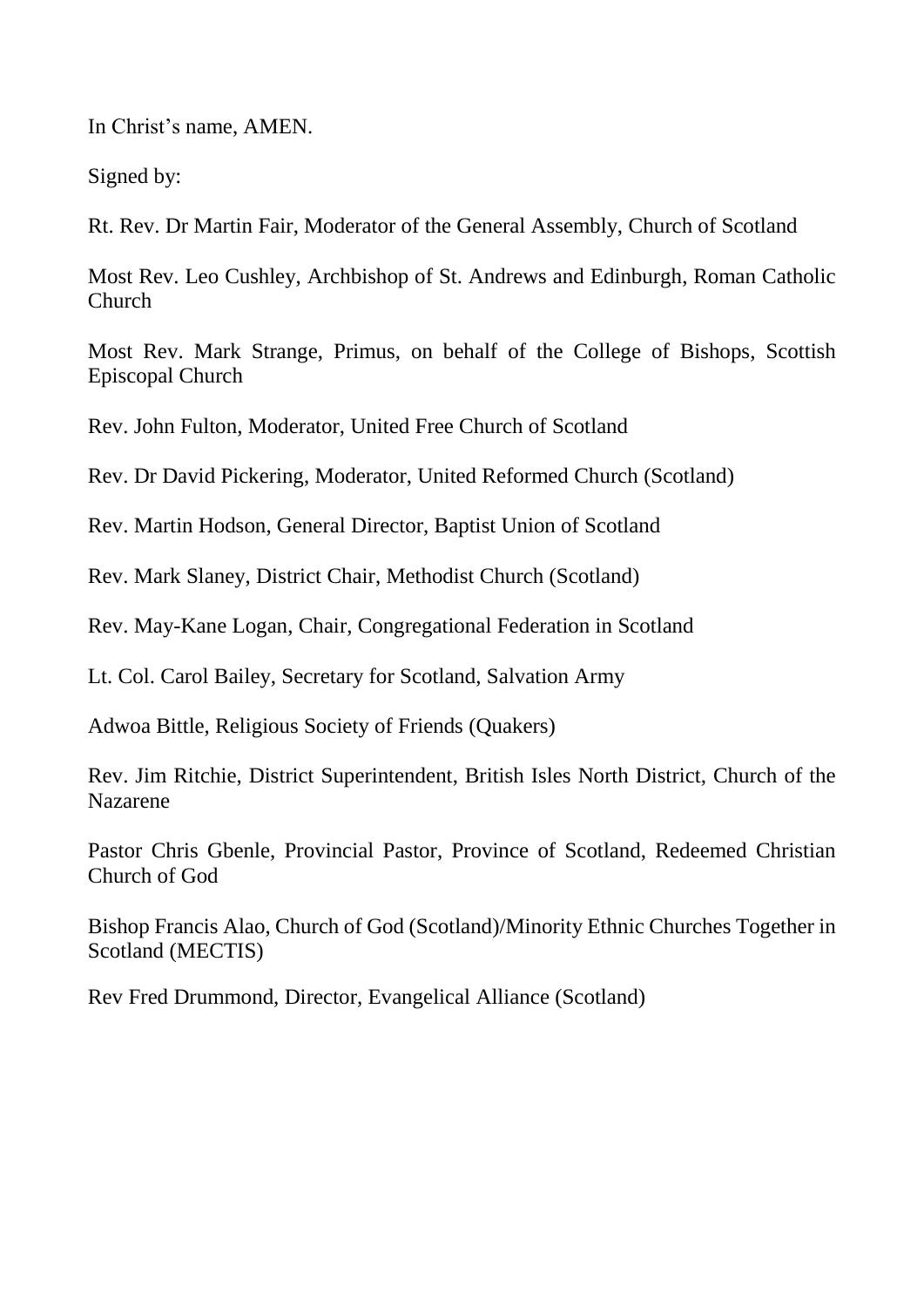In Christ's name, AMEN.

Signed by:

Rt. Rev. Dr Martin Fair, Moderator of the General Assembly, Church of Scotland

Most Rev. Leo Cushley, Archbishop of St. Andrews and Edinburgh, Roman Catholic Church

Most Rev. Mark Strange, Primus, on behalf of the College of Bishops, Scottish Episcopal Church

Rev. John Fulton, Moderator, United Free Church of Scotland

Rev. Dr David Pickering, Moderator, United Reformed Church (Scotland)

Rev. Martin Hodson, General Director, Baptist Union of Scotland

Rev. Mark Slaney, District Chair, Methodist Church (Scotland)

Rev. May-Kane Logan, Chair, Congregational Federation in Scotland

Lt. Col. Carol Bailey, Secretary for Scotland, Salvation Army

Adwoa Bittle, Religious Society of Friends (Quakers)

Rev. Jim Ritchie, District Superintendent, British Isles North District, Church of the Nazarene

Pastor Chris Gbenle, Provincial Pastor, Province of Scotland, Redeemed Christian Church of God

Bishop Francis Alao, Church of God (Scotland)/Minority Ethnic Churches Together in Scotland (MECTIS)

Rev Fred Drummond, Director, Evangelical Alliance (Scotland)